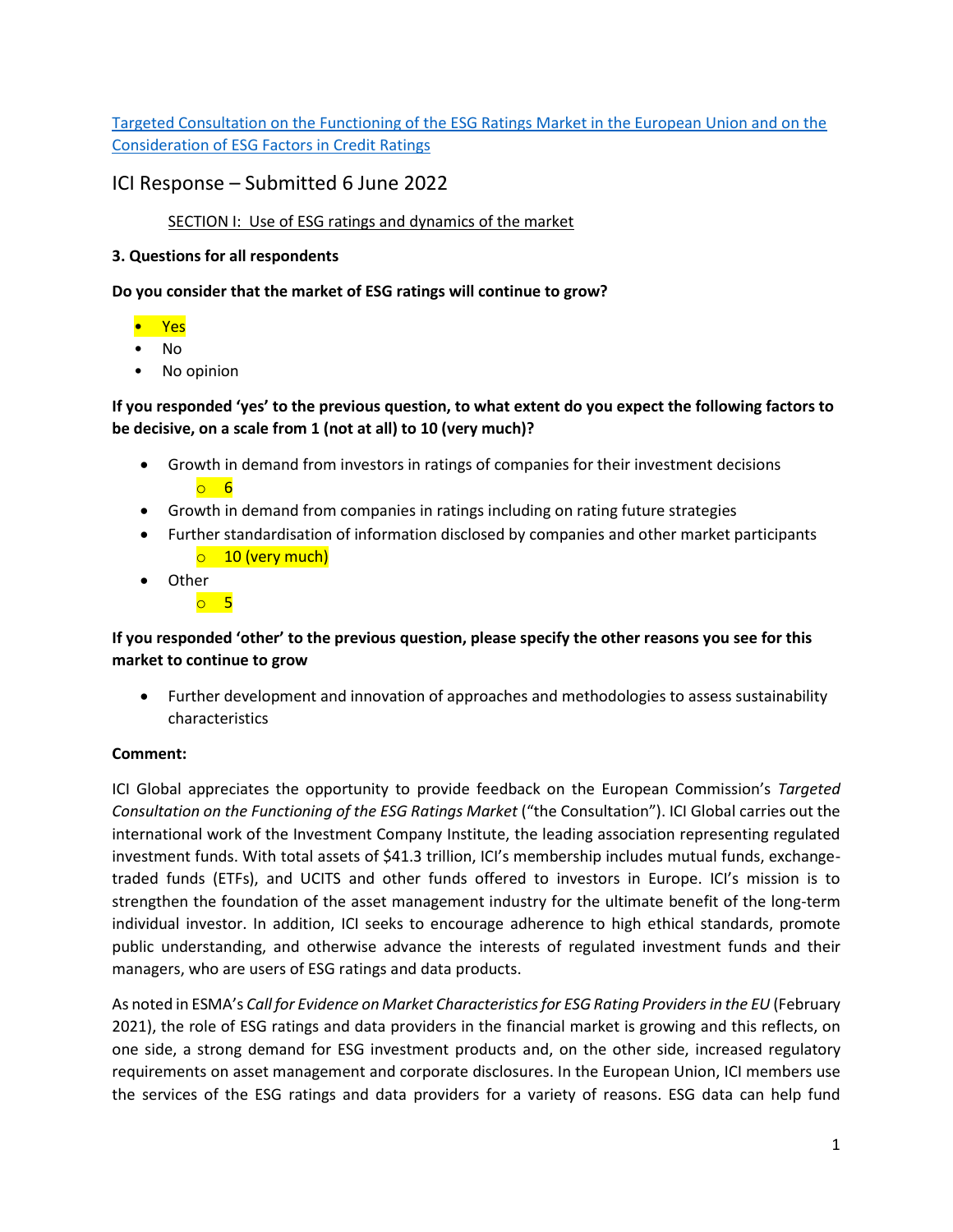[Targeted Consultation on the Functioning of the ESG Ratings Market in the European Union and on the Consideration of ESG Factors in Credit Ratings]

# ICI Response – Submitted 6 June 2022

## SECTION I: Use of ESG ratings and dynamics of the market

**3. Questions for all respondents**

**Do you consider that the market of ESG ratings will continue to grow?**

- Yes
- No
- No opinion

**If you responded 'yes' to the previous question, to what extent do you expect the following factors to be decisive, on a scale from 1 (not at all) to 10 (very much)?**

- Growth in demand from investors in ratings of companies for their investment decisions
  - 6
- Growth in demand from companies in ratings including on rating future strategies
- Further standardisation of information disclosed by companies and other market participants
  - 10 (very much)
- Other
  - 5

**If you responded 'other' to the previous question, please specify the other reasons you see for this market to continue to grow**

- Further development and innovation of approaches and methodologies to assess sustainability characteristics

**Comment:**

ICI Global appreciates the opportunity to provide feedback on the European Commission's *Targeted Consultation on the Functioning of the ESG Ratings Market* ("the Consultation"). ICI Global carries out the international work of the Investment Company Institute, the leading association representing regulated investment funds. With total assets of $41.3 trillion, ICI's membership includes mutual funds, exchange-traded funds (ETFs), and UCITS and other funds offered to investors in Europe. ICI's mission is to strengthen the foundation of the asset management industry for the ultimate benefit of the long-term individual investor. In addition, ICI seeks to encourage adherence to high ethical standards, promote public understanding, and otherwise advance the interests of regulated investment funds and their managers, who are users of ESG ratings and data products.

As noted in ESMA's *Call for Evidence on Market Characteristics for ESG Rating Providers in the EU* (February 2021), the role of ESG ratings and data providers in the financial market is growing and this reflects, on one side, a strong demand for ESG investment products and, on the other side, increased regulatory requirements on asset management and corporate disclosures. In the European Union, ICI members use the services of the ESG ratings and data providers for a variety of reasons. ESG data can help fund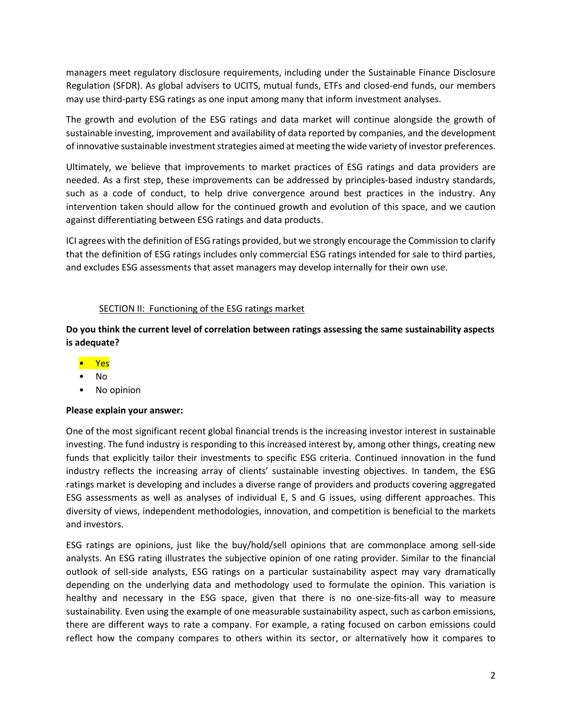managers meet regulatory disclosure requirements, including under the Sustainable Finance Disclosure Regulation (SFDR). As global advisers to UCITS, mutual funds, ETFs and closed-end funds, our members may use third-party ESG ratings as one input among many that inform investment analyses.

The growth and evolution of the ESG ratings and data market will continue alongside the growth of sustainable investing, improvement and availability of data reported by companies, and the development of innovative sustainable investment strategies aimed at meeting the wide variety of investor preferences.

Ultimately, we believe that improvements to market practices of ESG ratings and data providers are needed. As a first step, these improvements can be addressed by principles-based industry standards, such as a code of conduct, to help drive convergence around best practices in the industry. Any intervention taken should allow for the continued growth and evolution of this space, and we caution against differentiating between ESG ratings and data products.

ICI agrees with the definition of ESG ratings provided, but we strongly encourage the Commission to clarify that the definition of ESG ratings includes only commercial ESG ratings intended for sale to third parties, and excludes ESG assessments that asset managers may develop internally for their own use.

## SECTION II: Functioning of the ESG ratings market

**Do you think the current level of correlation between ratings assessing the same sustainability aspects is adequate?**

- Yes
- No
- No opinion

**Please explain your answer:**

One of the most significant recent global financial trends is the increasing investor interest in sustainable investing. The fund industry is responding to this increased interest by, among other things, creating new funds that explicitly tailor their investments to specific ESG criteria. Continued innovation in the fund industry reflects the increasing array of clients' sustainable investing objectives. In tandem, the ESG ratings market is developing and includes a diverse range of providers and products covering aggregated ESG assessments as well as analyses of individual E, S and G issues, using different approaches. This diversity of views, independent methodologies, innovation, and competition is beneficial to the markets and investors.

ESG ratings are opinions, just like the buy/hold/sell opinions that are commonplace among sell-side analysts. An ESG rating illustrates the subjective opinion of one rating provider. Similar to the financial outlook of sell-side analysts, ESG ratings on a particular sustainability aspect may vary dramatically depending on the underlying data and methodology used to formulate the opinion. This variation is healthy and necessary in the ESG space, given that there is no one-size-fits-all way to measure sustainability. Even using the example of one measurable sustainability aspect, such as carbon emissions, there are different ways to rate a company. For example, a rating focused on carbon emissions could reflect how the company compares to others within its sector, or alternatively how it compares to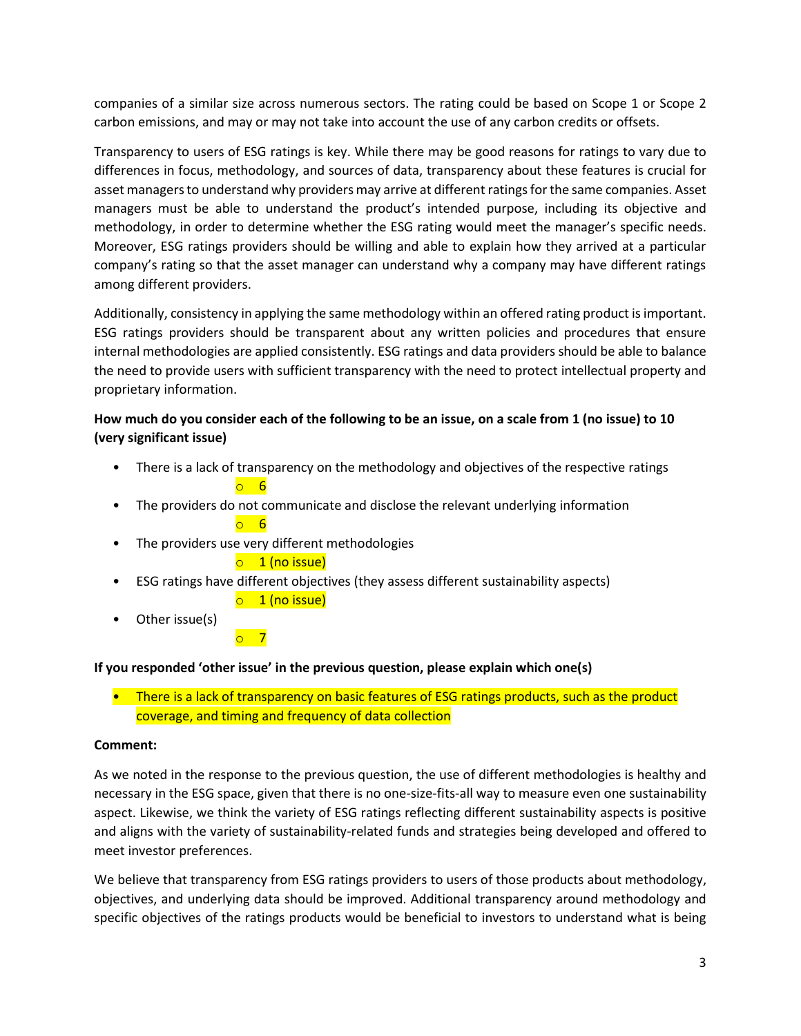companies of a similar size across numerous sectors. The rating could be based on Scope 1 or Scope 2 carbon emissions, and may or may not take into account the use of any carbon credits or offsets.

Transparency to users of ESG ratings is key. While there may be good reasons for ratings to vary due to differences in focus, methodology, and sources of data, transparency about these features is crucial for asset managers to understand why providers may arrive at different ratings for the same companies. Asset managers must be able to understand the product's intended purpose, including its objective and methodology, in order to determine whether the ESG rating would meet the manager's specific needs. Moreover, ESG ratings providers should be willing and able to explain how they arrived at a particular company's rating so that the asset manager can understand why a company may have different ratings among different providers.

Additionally, consistency in applying the same methodology within an offered rating product is important. ESG ratings providers should be transparent about any written policies and procedures that ensure internal methodologies are applied consistently. ESG ratings and data providers should be able to balance the need to provide users with sufficient transparency with the need to protect intellectual property and proprietary information.

**How much do you consider each of the following to be an issue, on a scale from 1 (no issue) to 10 (very significant issue)**

- There is a lack of transparency on the methodology and objectives of the respective ratings
  - 6
- The providers do not communicate and disclose the relevant underlying information
  - 6
- The providers use very different methodologies
  - 1 (no issue)
- ESG ratings have different objectives (they assess different sustainability aspects)
  - 1 (no issue)
- Other issue(s)
  - 7

**If you responded 'other issue' in the previous question, please explain which one(s)**

- There is a lack of transparency on basic features of ESG ratings products, such as the product coverage, and timing and frequency of data collection

**Comment:**

As we noted in the response to the previous question, the use of different methodologies is healthy and necessary in the ESG space, given that there is no one-size-fits-all way to measure even one sustainability aspect. Likewise, we think the variety of ESG ratings reflecting different sustainability aspects is positive and aligns with the variety of sustainability-related funds and strategies being developed and offered to meet investor preferences.

We believe that transparency from ESG ratings providers to users of those products about methodology, objectives, and underlying data should be improved. Additional transparency around methodology and specific objectives of the ratings products would be beneficial to investors to understand what is being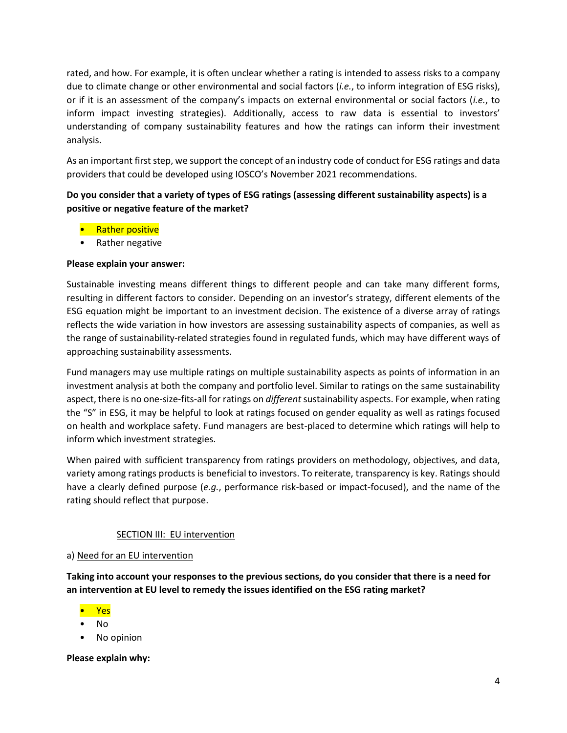rated, and how. For example, it is often unclear whether a rating is intended to assess risks to a company due to climate change or other environmental and social factors (*i.e.*, to inform integration of ESG risks), or if it is an assessment of the company's impacts on external environmental or social factors (*i.e.*, to inform impact investing strategies). Additionally, access to raw data is essential to investors' understanding of company sustainability features and how the ratings can inform their investment analysis.

As an important first step, we support the concept of an industry code of conduct for ESG ratings and data providers that could be developed using IOSCO's November 2021 recommendations.

**Do you consider that a variety of types of ESG ratings (assessing different sustainability aspects) is a positive or negative feature of the market?**

- Rather positive
- Rather negative

**Please explain your answer:**

Sustainable investing means different things to different people and can take many different forms, resulting in different factors to consider. Depending on an investor's strategy, different elements of the ESG equation might be important to an investment decision. The existence of a diverse array of ratings reflects the wide variation in how investors are assessing sustainability aspects of companies, as well as the range of sustainability-related strategies found in regulated funds, which may have different ways of approaching sustainability assessments.

Fund managers may use multiple ratings on multiple sustainability aspects as points of information in an investment analysis at both the company and portfolio level. Similar to ratings on the same sustainability aspect, there is no one-size-fits-all for ratings on *different* sustainability aspects. For example, when rating the "S" in ESG, it may be helpful to look at ratings focused on gender equality as well as ratings focused on health and workplace safety. Fund managers are best-placed to determine which ratings will help to inform which investment strategies.

When paired with sufficient transparency from ratings providers on methodology, objectives, and data, variety among ratings products is beneficial to investors. To reiterate, transparency is key. Ratings should have a clearly defined purpose (*e.g.*, performance risk-based or impact-focused), and the name of the rating should reflect that purpose.

## SECTION III: EU intervention

### a) Need for an EU intervention

**Taking into account your responses to the previous sections, do you consider that there is a need for an intervention at EU level to remedy the issues identified on the ESG rating market?**

- Yes
- No
- No opinion

**Please explain why:**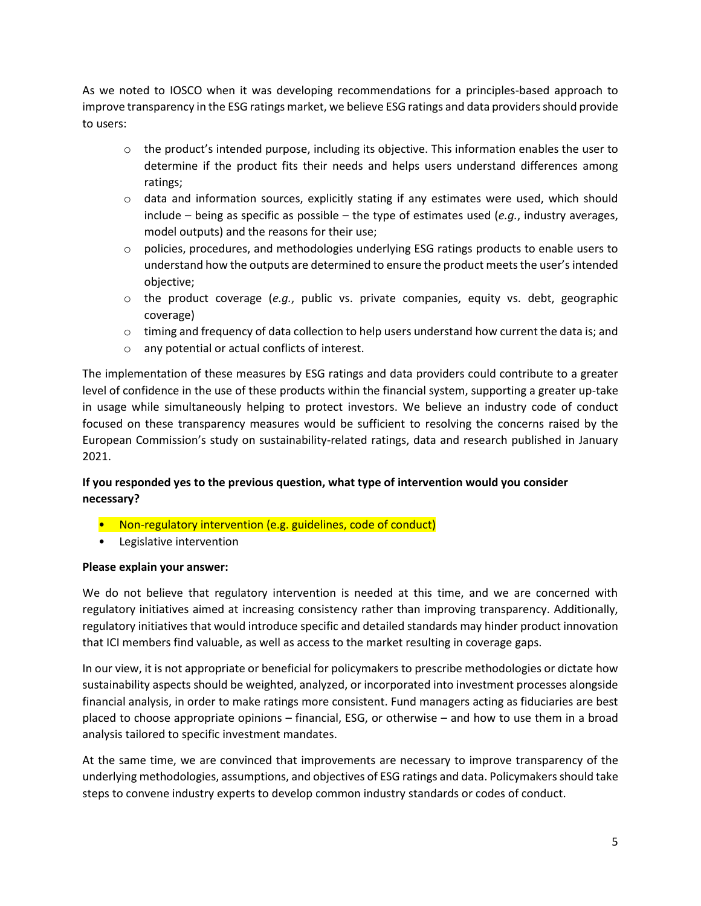As we noted to IOSCO when it was developing recommendations for a principles-based approach to improve transparency in the ESG ratings market, we believe ESG ratings and data providers should provide to users:

- the product's intended purpose, including its objective. This information enables the user to determine if the product fits their needs and helps users understand differences among ratings;
- data and information sources, explicitly stating if any estimates were used, which should include – being as specific as possible – the type of estimates used (*e.g.*, industry averages, model outputs) and the reasons for their use;
- policies, procedures, and methodologies underlying ESG ratings products to enable users to understand how the outputs are determined to ensure the product meets the user's intended objective;
- the product coverage (*e.g.*, public vs. private companies, equity vs. debt, geographic coverage)
- timing and frequency of data collection to help users understand how current the data is; and
- any potential or actual conflicts of interest.

The implementation of these measures by ESG ratings and data providers could contribute to a greater level of confidence in the use of these products within the financial system, supporting a greater up-take in usage while simultaneously helping to protect investors. We believe an industry code of conduct focused on these transparency measures would be sufficient to resolving the concerns raised by the European Commission's study on sustainability-related ratings, data and research published in January 2021.

**If you responded yes to the previous question, what type of intervention would you consider necessary?**

- Non-regulatory intervention (e.g. guidelines, code of conduct)
- Legislative intervention

**Please explain your answer:**

We do not believe that regulatory intervention is needed at this time, and we are concerned with regulatory initiatives aimed at increasing consistency rather than improving transparency. Additionally, regulatory initiatives that would introduce specific and detailed standards may hinder product innovation that ICI members find valuable, as well as access to the market resulting in coverage gaps.

In our view, it is not appropriate or beneficial for policymakers to prescribe methodologies or dictate how sustainability aspects should be weighted, analyzed, or incorporated into investment processes alongside financial analysis, in order to make ratings more consistent. Fund managers acting as fiduciaries are best placed to choose appropriate opinions – financial, ESG, or otherwise – and how to use them in a broad analysis tailored to specific investment mandates.

At the same time, we are convinced that improvements are necessary to improve transparency of the underlying methodologies, assumptions, and objectives of ESG ratings and data. Policymakers should take steps to convene industry experts to develop common industry standards or codes of conduct.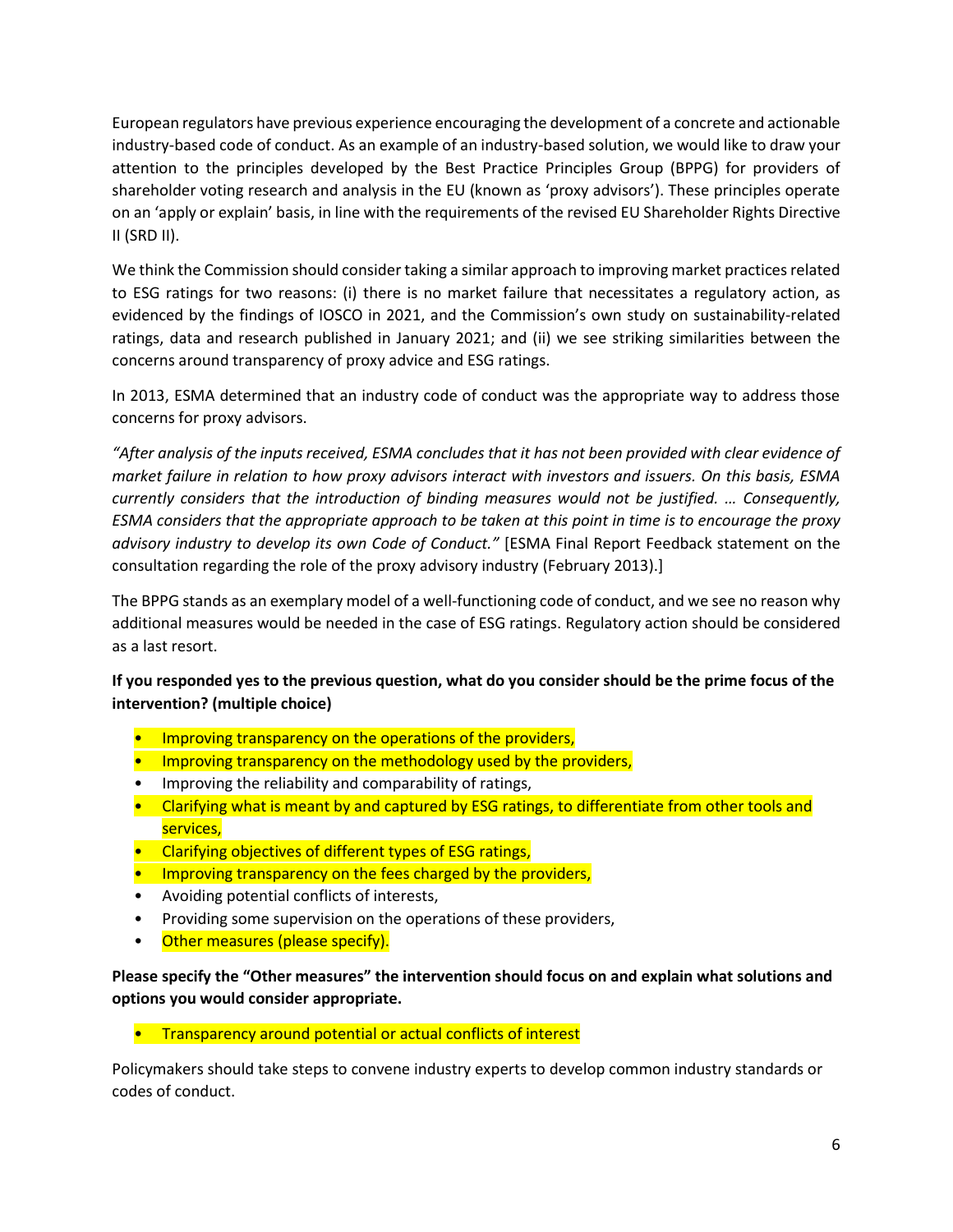European regulators have previous experience encouraging the development of a concrete and actionable industry-based code of conduct. As an example of an industry-based solution, we would like to draw your attention to the principles developed by the Best Practice Principles Group (BPPG) for providers of shareholder voting research and analysis in the EU (known as 'proxy advisors'). These principles operate on an 'apply or explain' basis, in line with the requirements of the revised EU Shareholder Rights Directive II (SRD II).

We think the Commission should consider taking a similar approach to improving market practices related to ESG ratings for two reasons: (i) there is no market failure that necessitates a regulatory action, as evidenced by the findings of IOSCO in 2021, and the Commission's own study on sustainability-related ratings, data and research published in January 2021; and (ii) we see striking similarities between the concerns around transparency of proxy advice and ESG ratings.

In 2013, ESMA determined that an industry code of conduct was the appropriate way to address those concerns for proxy advisors.

*"After analysis of the inputs received, ESMA concludes that it has not been provided with clear evidence of market failure in relation to how proxy advisors interact with investors and issuers. On this basis, ESMA currently considers that the introduction of binding measures would not be justified. … Consequently, ESMA considers that the appropriate approach to be taken at this point in time is to encourage the proxy advisory industry to develop its own Code of Conduct."* [ESMA Final Report Feedback statement on the consultation regarding the role of the proxy advisory industry (February 2013).]

The BPPG stands as an exemplary model of a well-functioning code of conduct, and we see no reason why additional measures would be needed in the case of ESG ratings. Regulatory action should be considered as a last resort.

**If you responded yes to the previous question, what do you consider should be the prime focus of the intervention? (multiple choice)**

- Improving transparency on the operations of the providers,
- Improving transparency on the methodology used by the providers,
- Improving the reliability and comparability of ratings,
- Clarifying what is meant by and captured by ESG ratings, to differentiate from other tools and services,
- Clarifying objectives of different types of ESG ratings,
- Improving transparency on the fees charged by the providers,
- Avoiding potential conflicts of interests,
- Providing some supervision on the operations of these providers,
- Other measures (please specify).

**Please specify the "Other measures" the intervention should focus on and explain what solutions and options you would consider appropriate.**

- Transparency around potential or actual conflicts of interest

Policymakers should take steps to convene industry experts to develop common industry standards or codes of conduct.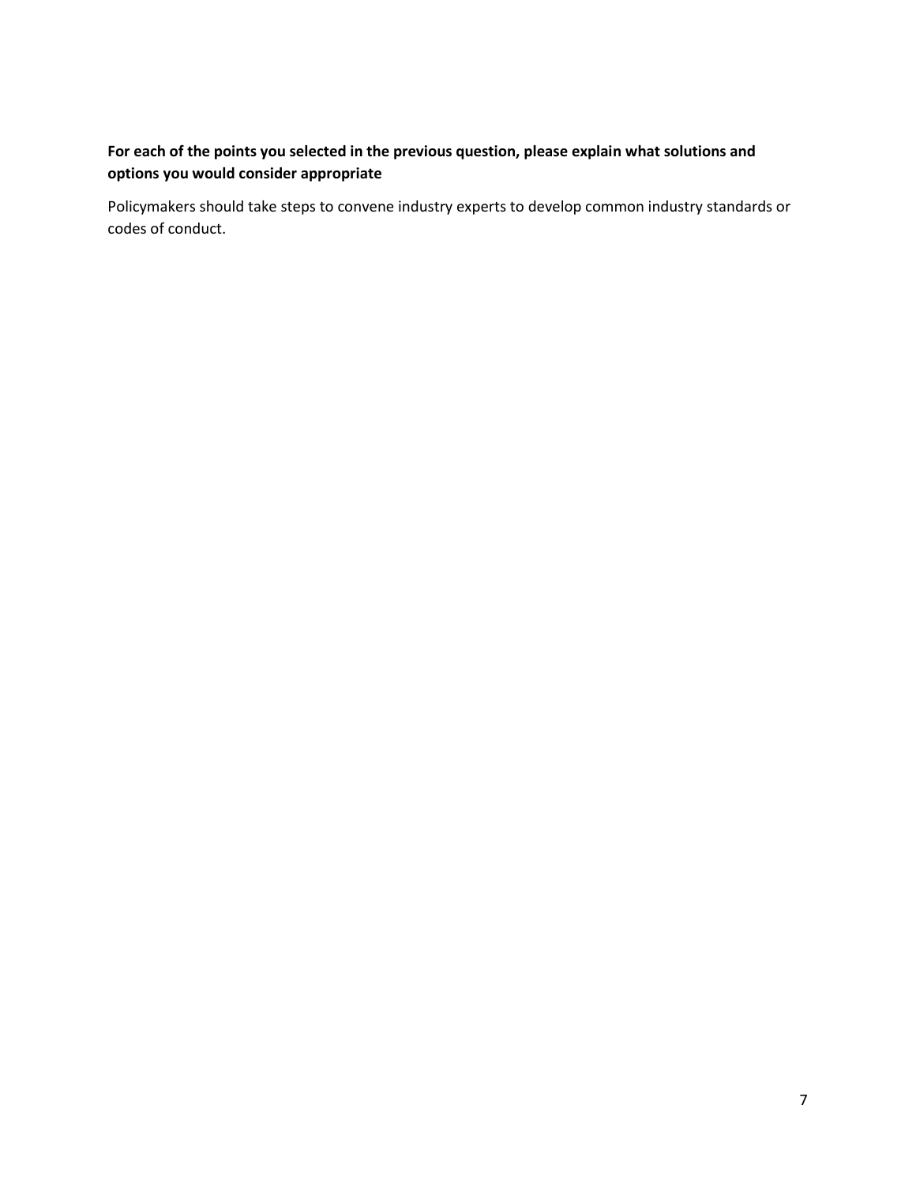**For each of the points you selected in the previous question, please explain what solutions and options you would consider appropriate**

Policymakers should take steps to convene industry experts to develop common industry standards or codes of conduct.